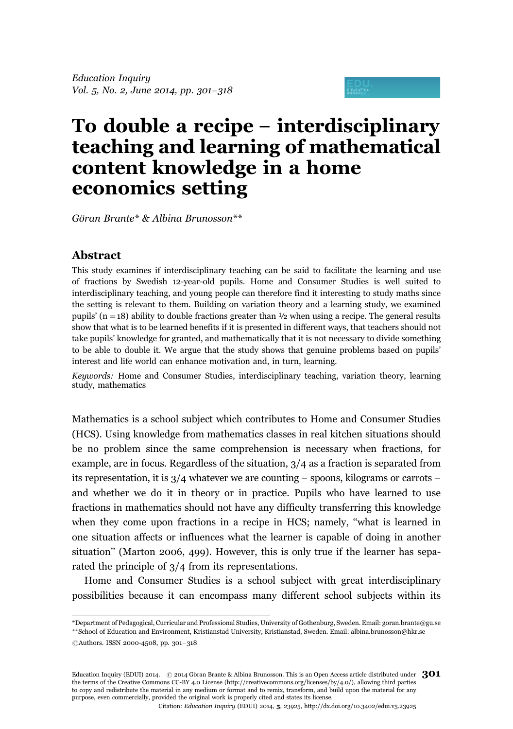# To double a recipe – interdisciplinary teaching and learning of mathematical content knowledge in a home economics setting

*Göran Brante\* & Albina Brunosson\*\**

## Abstract

This study examines if interdisciplinary teaching can be said to facilitate the learning and use of fractions by Swedish 12-year-old pupils. Home and Consumer Studies is well suited to interdisciplinary teaching, and young people can therefore find it interesting to study maths since the setting is relevant to them. Building on variation theory and a learning study, we examined pupils' ($n = 18$) ability to double fractions greater than ½ when using a recipe. The general results show that what is to be learned benefits if it is presented in different ways, that teachers should not take pupils' knowledge for granted, and mathematically that it is not necessary to divide something to be able to double it. We argue that the study shows that genuine problems based on pupils' interest and life world can enhance motivation and, in turn, learning.

*Keywords:* Home and Consumer Studies, interdisciplinary teaching, variation theory, learning study, mathematics

Mathematics is a school subject which contributes to Home and Consumer Studies (HCS). Using knowledge from mathematics classes in real kitchen situations should be no problem since the same comprehension is necessary when fractions, for example, are in focus. Regardless of the situation, 3/4 as a fraction is separated from its representation, it is 3/4 whatever we are counting – spoons, kilograms or carrots – and whether we do it in theory or in practice. Pupils who have learned to use fractions in mathematics should not have any difficulty transferring this knowledge when they come upon fractions in a recipe in HCS; namely, "what is learned in one situation affects or influences what the learner is capable of doing in another situation" (Marton 2006, 499). However, this is only true if the learner has separated the principle of 3/4 from its representations.

Home and Consumer Studies is a school subject with great interdisciplinary possibilities because it can encompass many different school subjects within its

\*Department of Pedagogical, Curricular and Professional Studies, University of Gothenburg, Sweden. Email: goran.brante@gu.se
\*\*School of Education and Environment, Kristianstad University, Kristianstad, Sweden. Email: albina.brunosson@hkr.se
©Authors. ISSN 2000-4508, pp. 301–318

Education Inquiry (EDUI) 2014. © 2014 Göran Brante & Albina Brunosson. This is an Open Access article distributed under the terms of the Creative Commons CC-BY 4.0 License (http://creativecommons.org/licenses/by/4.0/), allowing third parties to copy and redistribute the material in any medium or format and to remix, transform, and build upon the material for any purpose, even commercially, provided the original work is properly cited and states its license.
Citation: *Education Inquiry* (EDUI) 2014, **5**, 23925, http://dx.doi.org/10.3402/edui.v5.23925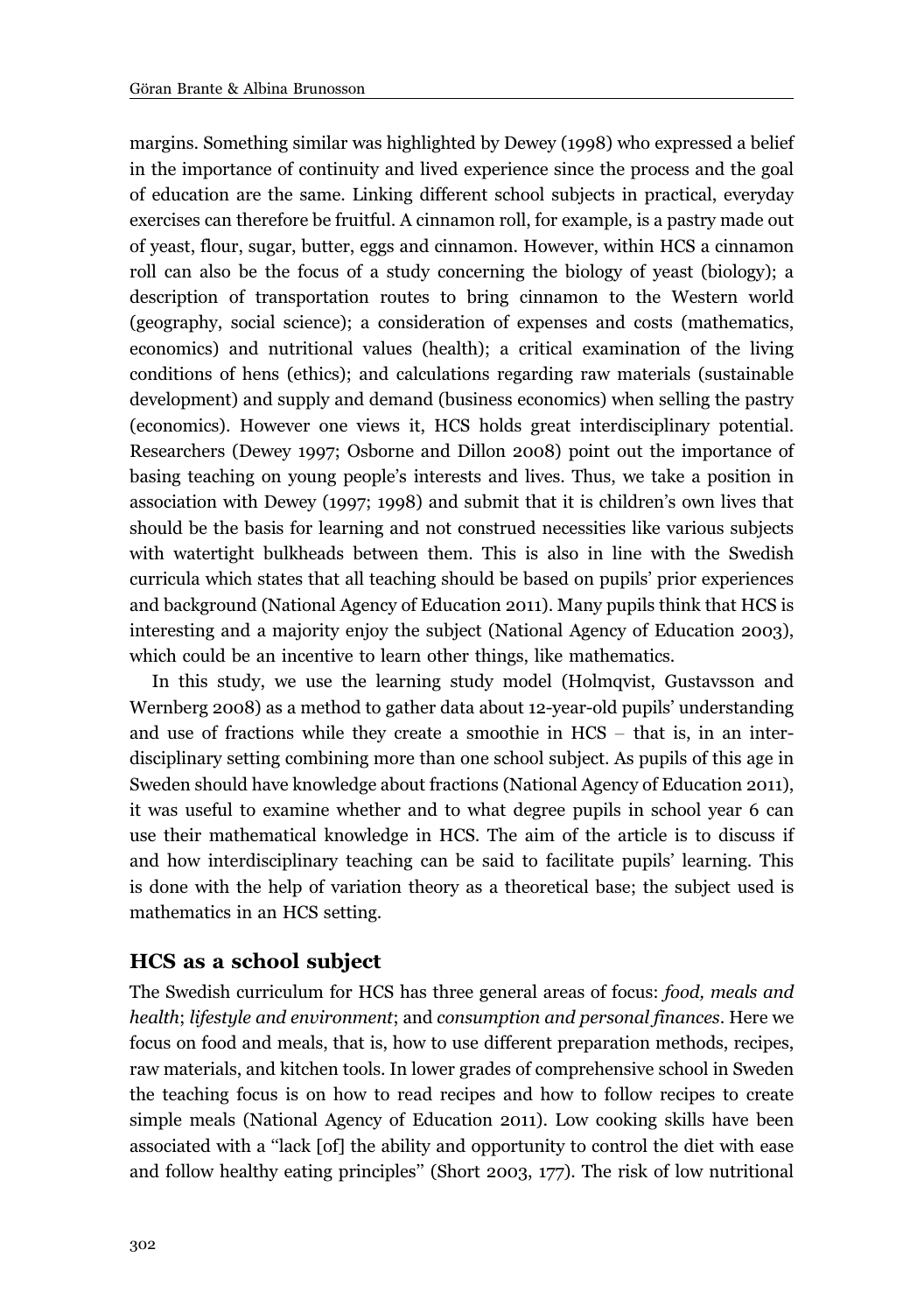margins. Something similar was highlighted by Dewey (1998) who expressed a belief in the importance of continuity and lived experience since the process and the goal of education are the same. Linking different school subjects in practical, everyday exercises can therefore be fruitful. A cinnamon roll, for example, is a pastry made out of yeast, flour, sugar, butter, eggs and cinnamon. However, within HCS a cinnamon roll can also be the focus of a study concerning the biology of yeast (biology); a description of transportation routes to bring cinnamon to the Western world (geography, social science); a consideration of expenses and costs (mathematics, economics) and nutritional values (health); a critical examination of the living conditions of hens (ethics); and calculations regarding raw materials (sustainable development) and supply and demand (business economics) when selling the pastry (economics). However one views it, HCS holds great interdisciplinary potential. Researchers (Dewey 1997; Osborne and Dillon 2008) point out the importance of basing teaching on young people's interests and lives. Thus, we take a position in association with Dewey (1997; 1998) and submit that it is children's own lives that should be the basis for learning and not construed necessities like various subjects with watertight bulkheads between them. This is also in line with the Swedish curricula which states that all teaching should be based on pupils' prior experiences and background (National Agency of Education 2011). Many pupils think that HCS is interesting and a majority enjoy the subject (National Agency of Education 2003), which could be an incentive to learn other things, like mathematics.

In this study, we use the learning study model (Holmqvist, Gustavsson and Wernberg 2008) as a method to gather data about 12-year-old pupils' understanding and use of fractions while they create a smoothie in HCS – that is, in an interdisciplinary setting combining more than one school subject. As pupils of this age in Sweden should have knowledge about fractions (National Agency of Education 2011), it was useful to examine whether and to what degree pupils in school year 6 can use their mathematical knowledge in HCS. The aim of the article is to discuss if and how interdisciplinary teaching can be said to facilitate pupils' learning. This is done with the help of variation theory as a theoretical base; the subject used is mathematics in an HCS setting.

## HCS as a school subject

The Swedish curriculum for HCS has three general areas of focus: *food, meals and health*; *lifestyle and environment*; and *consumption and personal finances*. Here we focus on food and meals, that is, how to use different preparation methods, recipes, raw materials, and kitchen tools. In lower grades of comprehensive school in Sweden the teaching focus is on how to read recipes and how to follow recipes to create simple meals (National Agency of Education 2011). Low cooking skills have been associated with a "lack [of] the ability and opportunity to control the diet with ease and follow healthy eating principles" (Short 2003, 177). The risk of low nutritional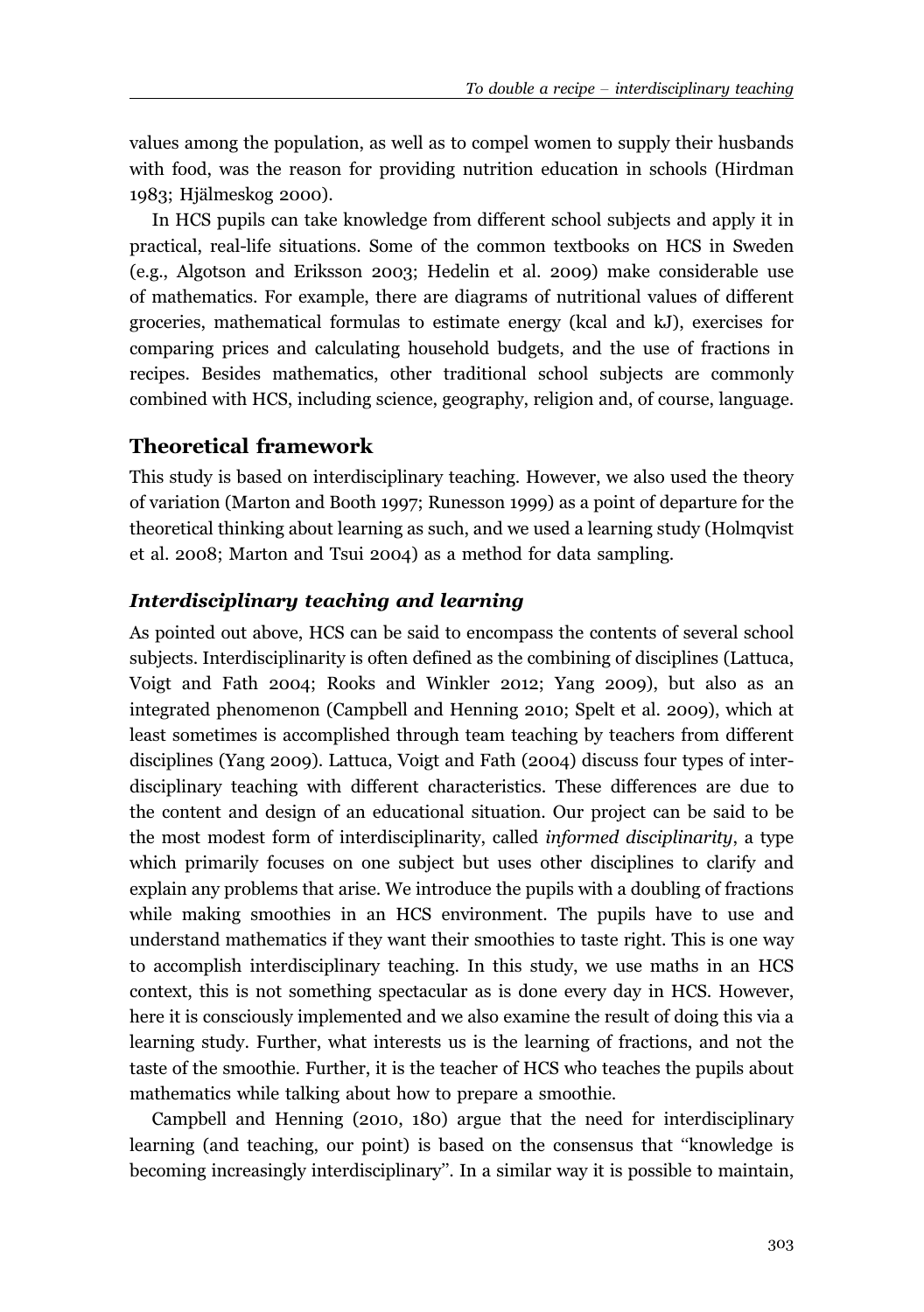values among the population, as well as to compel women to supply their husbands with food, was the reason for providing nutrition education in schools (Hirdman 1983; Hjälmeskog 2000).

In HCS pupils can take knowledge from different school subjects and apply it in practical, real-life situations. Some of the common textbooks on HCS in Sweden (e.g., Algotson and Eriksson 2003; Hedelin et al. 2009) make considerable use of mathematics. For example, there are diagrams of nutritional values of different groceries, mathematical formulas to estimate energy (kcal and kJ), exercises for comparing prices and calculating household budgets, and the use of fractions in recipes. Besides mathematics, other traditional school subjects are commonly combined with HCS, including science, geography, religion and, of course, language.

## Theoretical framework

This study is based on interdisciplinary teaching. However, we also used the theory of variation (Marton and Booth 1997; Runesson 1999) as a point of departure for the theoretical thinking about learning as such, and we used a learning study (Holmqvist et al. 2008; Marton and Tsui 2004) as a method for data sampling.

### *Interdisciplinary teaching and learning*

As pointed out above, HCS can be said to encompass the contents of several school subjects. Interdisciplinarity is often defined as the combining of disciplines (Lattuca, Voigt and Fath 2004; Rooks and Winkler 2012; Yang 2009), but also as an integrated phenomenon (Campbell and Henning 2010; Spelt et al. 2009), which at least sometimes is accomplished through team teaching by teachers from different disciplines (Yang 2009). Lattuca, Voigt and Fath (2004) discuss four types of interdisciplinary teaching with different characteristics. These differences are due to the content and design of an educational situation. Our project can be said to be the most modest form of interdisciplinarity, called *informed disciplinarity*, a type which primarily focuses on one subject but uses other disciplines to clarify and explain any problems that arise. We introduce the pupils with a doubling of fractions while making smoothies in an HCS environment. The pupils have to use and understand mathematics if they want their smoothies to taste right. This is one way to accomplish interdisciplinary teaching. In this study, we use maths in an HCS context, this is not something spectacular as is done every day in HCS. However, here it is consciously implemented and we also examine the result of doing this via a learning study. Further, what interests us is the learning of fractions, and not the taste of the smoothie. Further, it is the teacher of HCS who teaches the pupils about mathematics while talking about how to prepare a smoothie.

Campbell and Henning (2010, 180) argue that the need for interdisciplinary learning (and teaching, our point) is based on the consensus that "knowledge is becoming increasingly interdisciplinary". In a similar way it is possible to maintain,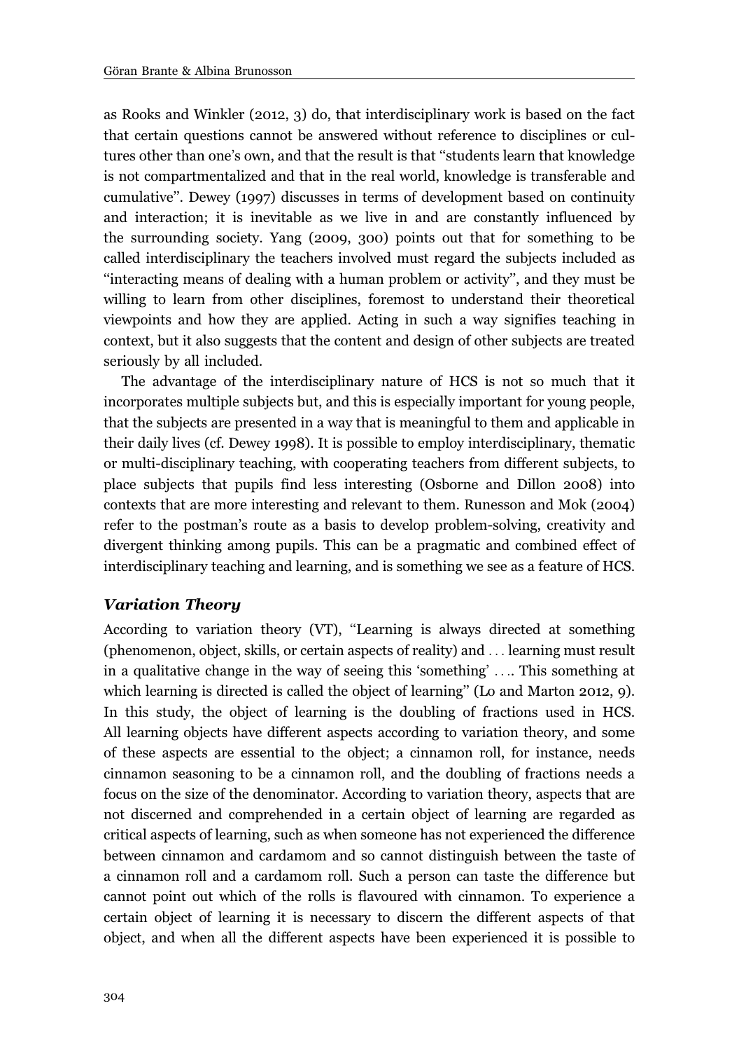as Rooks and Winkler (2012, 3) do, that interdisciplinary work is based on the fact that certain questions cannot be answered without reference to disciplines or cultures other than one's own, and that the result is that "students learn that knowledge is not compartmentalized and that in the real world, knowledge is transferable and cumulative". Dewey (1997) discusses in terms of development based on continuity and interaction; it is inevitable as we live in and are constantly influenced by the surrounding society. Yang (2009, 300) points out that for something to be called interdisciplinary the teachers involved must regard the subjects included as "interacting means of dealing with a human problem or activity", and they must be willing to learn from other disciplines, foremost to understand their theoretical viewpoints and how they are applied. Acting in such a way signifies teaching in context, but it also suggests that the content and design of other subjects are treated seriously by all included.

The advantage of the interdisciplinary nature of HCS is not so much that it incorporates multiple subjects but, and this is especially important for young people, that the subjects are presented in a way that is meaningful to them and applicable in their daily lives (cf. Dewey 1998). It is possible to employ interdisciplinary, thematic or multi-disciplinary teaching, with cooperating teachers from different subjects, to place subjects that pupils find less interesting (Osborne and Dillon 2008) into contexts that are more interesting and relevant to them. Runesson and Mok (2004) refer to the postman's route as a basis to develop problem-solving, creativity and divergent thinking among pupils. This can be a pragmatic and combined effect of interdisciplinary teaching and learning, and is something we see as a feature of HCS.

### *Variation Theory*

According to variation theory (VT), "Learning is always directed at something (phenomenon, object, skills, or certain aspects of reality) and ... learning must result in a qualitative change in the way of seeing this 'something' .... This something at which learning is directed is called the object of learning" (Lo and Marton 2012, 9). In this study, the object of learning is the doubling of fractions used in HCS. All learning objects have different aspects according to variation theory, and some of these aspects are essential to the object; a cinnamon roll, for instance, needs cinnamon seasoning to be a cinnamon roll, and the doubling of fractions needs a focus on the size of the denominator. According to variation theory, aspects that are not discerned and comprehended in a certain object of learning are regarded as critical aspects of learning, such as when someone has not experienced the difference between cinnamon and cardamom and so cannot distinguish between the taste of a cinnamon roll and a cardamom roll. Such a person can taste the difference but cannot point out which of the rolls is flavoured with cinnamon. To experience a certain object of learning it is necessary to discern the different aspects of that object, and when all the different aspects have been experienced it is possible to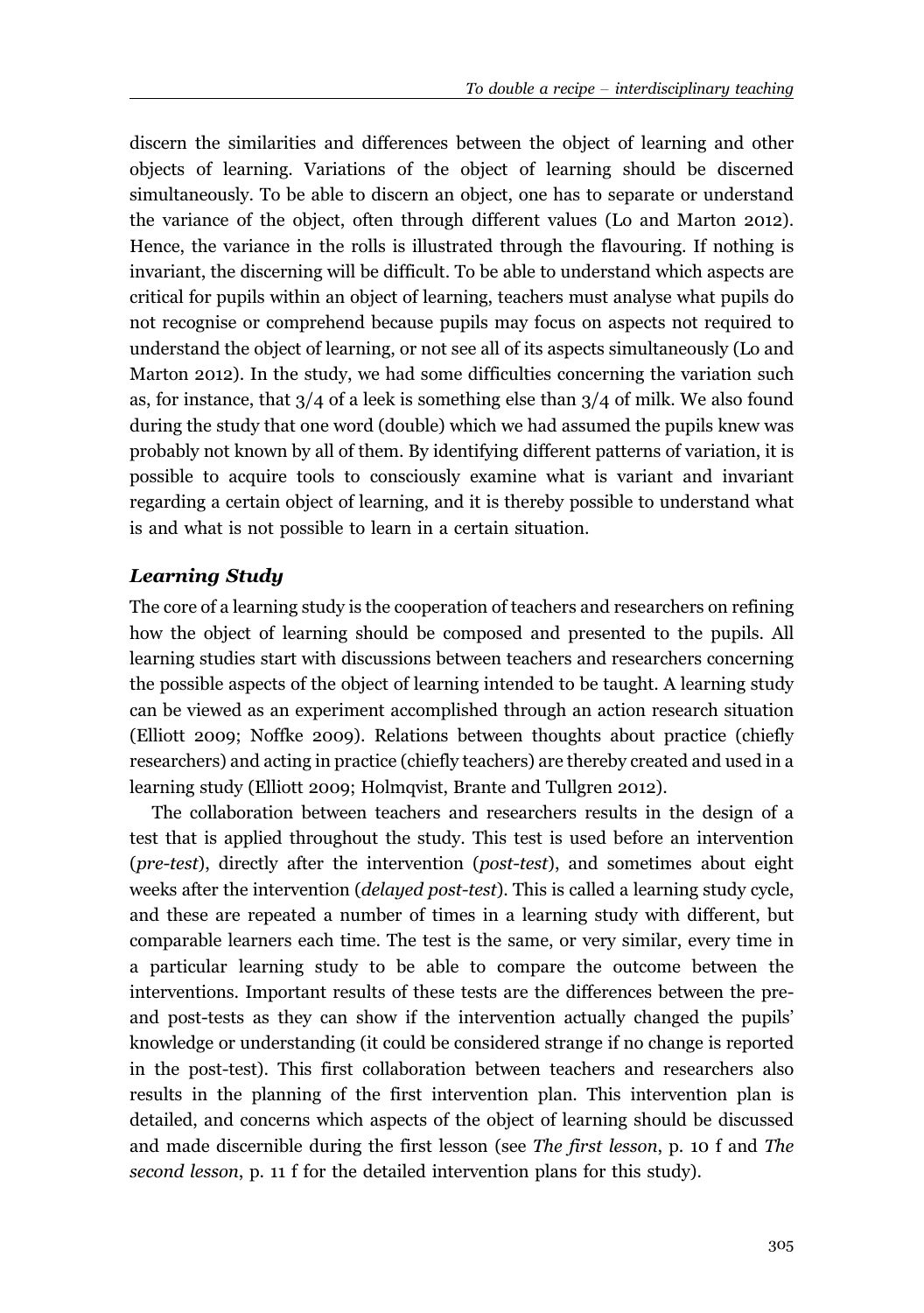discern the similarities and differences between the object of learning and other objects of learning. Variations of the object of learning should be discerned simultaneously. To be able to discern an object, one has to separate or understand the variance of the object, often through different values (Lo and Marton 2012). Hence, the variance in the rolls is illustrated through the flavouring. If nothing is invariant, the discerning will be difficult. To be able to understand which aspects are critical for pupils within an object of learning, teachers must analyse what pupils do not recognise or comprehend because pupils may focus on aspects not required to understand the object of learning, or not see all of its aspects simultaneously (Lo and Marton 2012). In the study, we had some difficulties concerning the variation such as, for instance, that 3/4 of a leek is something else than 3/4 of milk. We also found during the study that one word (double) which we had assumed the pupils knew was probably not known by all of them. By identifying different patterns of variation, it is possible to acquire tools to consciously examine what is variant and invariant regarding a certain object of learning, and it is thereby possible to understand what is and what is not possible to learn in a certain situation.

### *Learning Study*

The core of a learning study is the cooperation of teachers and researchers on refining how the object of learning should be composed and presented to the pupils. All learning studies start with discussions between teachers and researchers concerning the possible aspects of the object of learning intended to be taught. A learning study can be viewed as an experiment accomplished through an action research situation (Elliott 2009; Noffke 2009). Relations between thoughts about practice (chiefly researchers) and acting in practice (chiefly teachers) are thereby created and used in a learning study (Elliott 2009; Holmqvist, Brante and Tullgren 2012).

The collaboration between teachers and researchers results in the design of a test that is applied throughout the study. This test is used before an intervention (*pre-test*), directly after the intervention (*post-test*), and sometimes about eight weeks after the intervention (*delayed post-test*). This is called a learning study cycle, and these are repeated a number of times in a learning study with different, but comparable learners each time. The test is the same, or very similar, every time in a particular learning study to be able to compare the outcome between the interventions. Important results of these tests are the differences between the pre- and post-tests as they can show if the intervention actually changed the pupils' knowledge or understanding (it could be considered strange if no change is reported in the post-test). This first collaboration between teachers and researchers also results in the planning of the first intervention plan. This intervention plan is detailed, and concerns which aspects of the object of learning should be discussed and made discernible during the first lesson (see *The first lesson*, p. 10 f and *The second lesson*, p. 11 f for the detailed intervention plans for this study).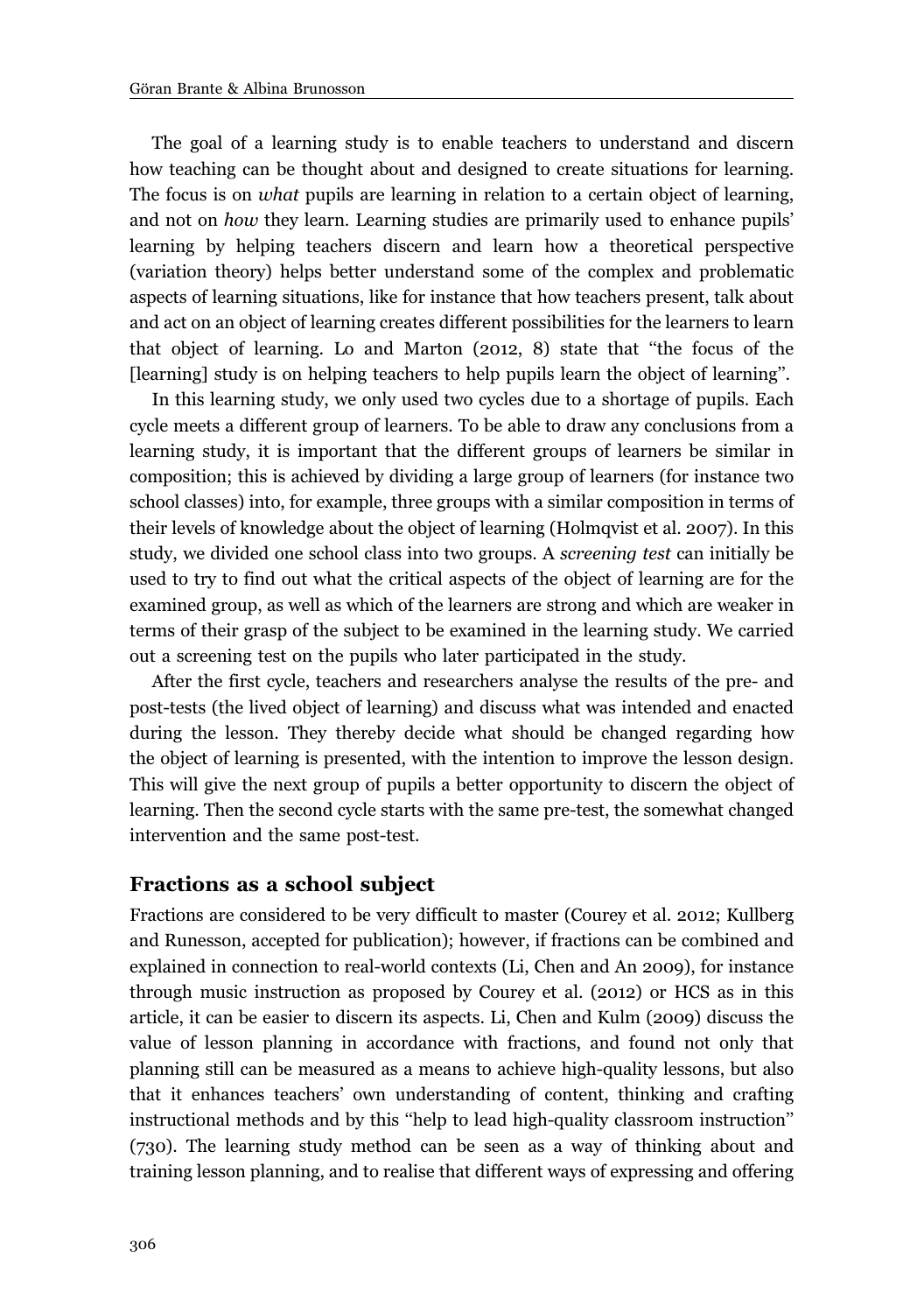The goal of a learning study is to enable teachers to understand and discern how teaching can be thought about and designed to create situations for learning. The focus is on *what* pupils are learning in relation to a certain object of learning, and not on *how* they learn. Learning studies are primarily used to enhance pupils' learning by helping teachers discern and learn how a theoretical perspective (variation theory) helps better understand some of the complex and problematic aspects of learning situations, like for instance that how teachers present, talk about and act on an object of learning creates different possibilities for the learners to learn that object of learning. Lo and Marton (2012, 8) state that "the focus of the [learning] study is on helping teachers to help pupils learn the object of learning".

In this learning study, we only used two cycles due to a shortage of pupils. Each cycle meets a different group of learners. To be able to draw any conclusions from a learning study, it is important that the different groups of learners be similar in composition; this is achieved by dividing a large group of learners (for instance two school classes) into, for example, three groups with a similar composition in terms of their levels of knowledge about the object of learning (Holmqvist et al. 2007). In this study, we divided one school class into two groups. A *screening test* can initially be used to try to find out what the critical aspects of the object of learning are for the examined group, as well as which of the learners are strong and which are weaker in terms of their grasp of the subject to be examined in the learning study. We carried out a screening test on the pupils who later participated in the study.

After the first cycle, teachers and researchers analyse the results of the pre- and post-tests (the lived object of learning) and discuss what was intended and enacted during the lesson. They thereby decide what should be changed regarding how the object of learning is presented, with the intention to improve the lesson design. This will give the next group of pupils a better opportunity to discern the object of learning. Then the second cycle starts with the same pre-test, the somewhat changed intervention and the same post-test.

## Fractions as a school subject

Fractions are considered to be very difficult to master (Courey et al. 2012; Kullberg and Runesson, accepted for publication); however, if fractions can be combined and explained in connection to real-world contexts (Li, Chen and An 2009), for instance through music instruction as proposed by Courey et al. (2012) or HCS as in this article, it can be easier to discern its aspects. Li, Chen and Kulm (2009) discuss the value of lesson planning in accordance with fractions, and found not only that planning still can be measured as a means to achieve high-quality lessons, but also that it enhances teachers' own understanding of content, thinking and crafting instructional methods and by this "help to lead high-quality classroom instruction" (730). The learning study method can be seen as a way of thinking about and training lesson planning, and to realise that different ways of expressing and offering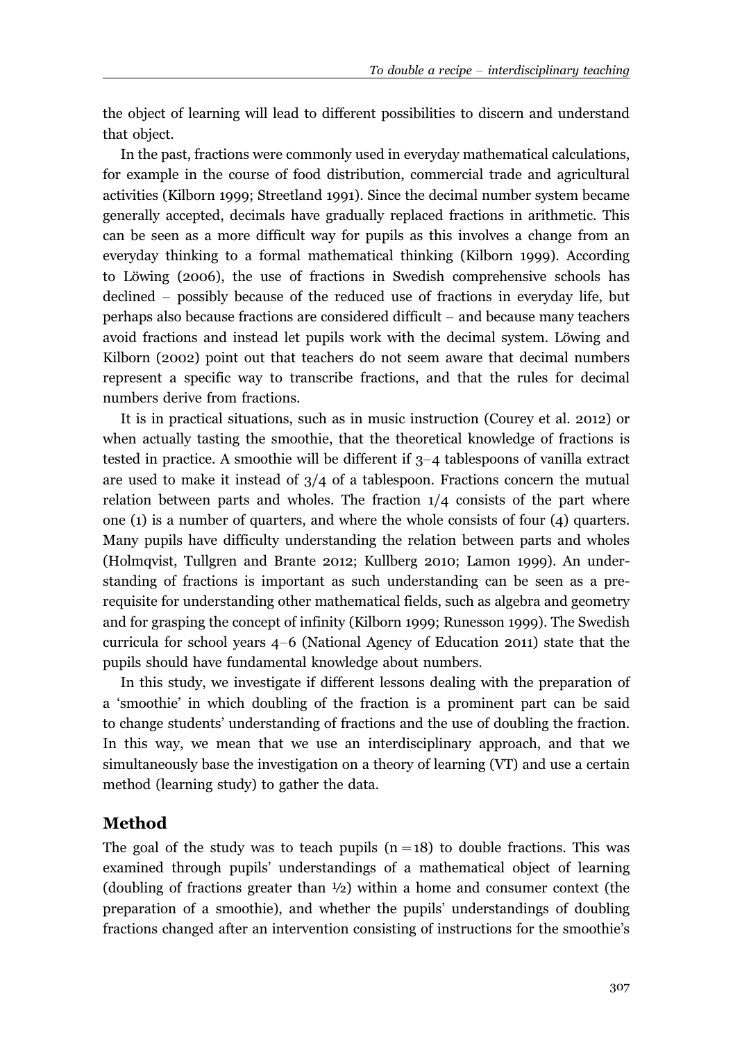the object of learning will lead to different possibilities to discern and understand that object.

In the past, fractions were commonly used in everyday mathematical calculations, for example in the course of food distribution, commercial trade and agricultural activities (Kilborn 1999; Streetland 1991). Since the decimal number system became generally accepted, decimals have gradually replaced fractions in arithmetic. This can be seen as a more difficult way for pupils as this involves a change from an everyday thinking to a formal mathematical thinking (Kilborn 1999). According to Löwing (2006), the use of fractions in Swedish comprehensive schools has declined – possibly because of the reduced use of fractions in everyday life, but perhaps also because fractions are considered difficult – and because many teachers avoid fractions and instead let pupils work with the decimal system. Löwing and Kilborn (2002) point out that teachers do not seem aware that decimal numbers represent a specific way to transcribe fractions, and that the rules for decimal numbers derive from fractions.

It is in practical situations, such as in music instruction (Courey et al. 2012) or when actually tasting the smoothie, that the theoretical knowledge of fractions is tested in practice. A smoothie will be different if 3–4 tablespoons of vanilla extract are used to make it instead of 3/4 of a tablespoon. Fractions concern the mutual relation between parts and wholes. The fraction 1/4 consists of the part where one (1) is a number of quarters, and where the whole consists of four (4) quarters. Many pupils have difficulty understanding the relation between parts and wholes (Holmqvist, Tullgren and Brante 2012; Kullberg 2010; Lamon 1999). An understanding of fractions is important as such understanding can be seen as a prerequisite for understanding other mathematical fields, such as algebra and geometry and for grasping the concept of infinity (Kilborn 1999; Runesson 1999). The Swedish curricula for school years 4–6 (National Agency of Education 2011) state that the pupils should have fundamental knowledge about numbers.

In this study, we investigate if different lessons dealing with the preparation of a 'smoothie' in which doubling of the fraction is a prominent part can be said to change students' understanding of fractions and the use of doubling the fraction. In this way, we mean that we use an interdisciplinary approach, and that we simultaneously base the investigation on a theory of learning (VT) and use a certain method (learning study) to gather the data.

## Method

The goal of the study was to teach pupils ($n = 18$) to double fractions. This was examined through pupils' understandings of a mathematical object of learning (doubling of fractions greater than ½) within a home and consumer context (the preparation of a smoothie), and whether the pupils' understandings of doubling fractions changed after an intervention consisting of instructions for the smoothie's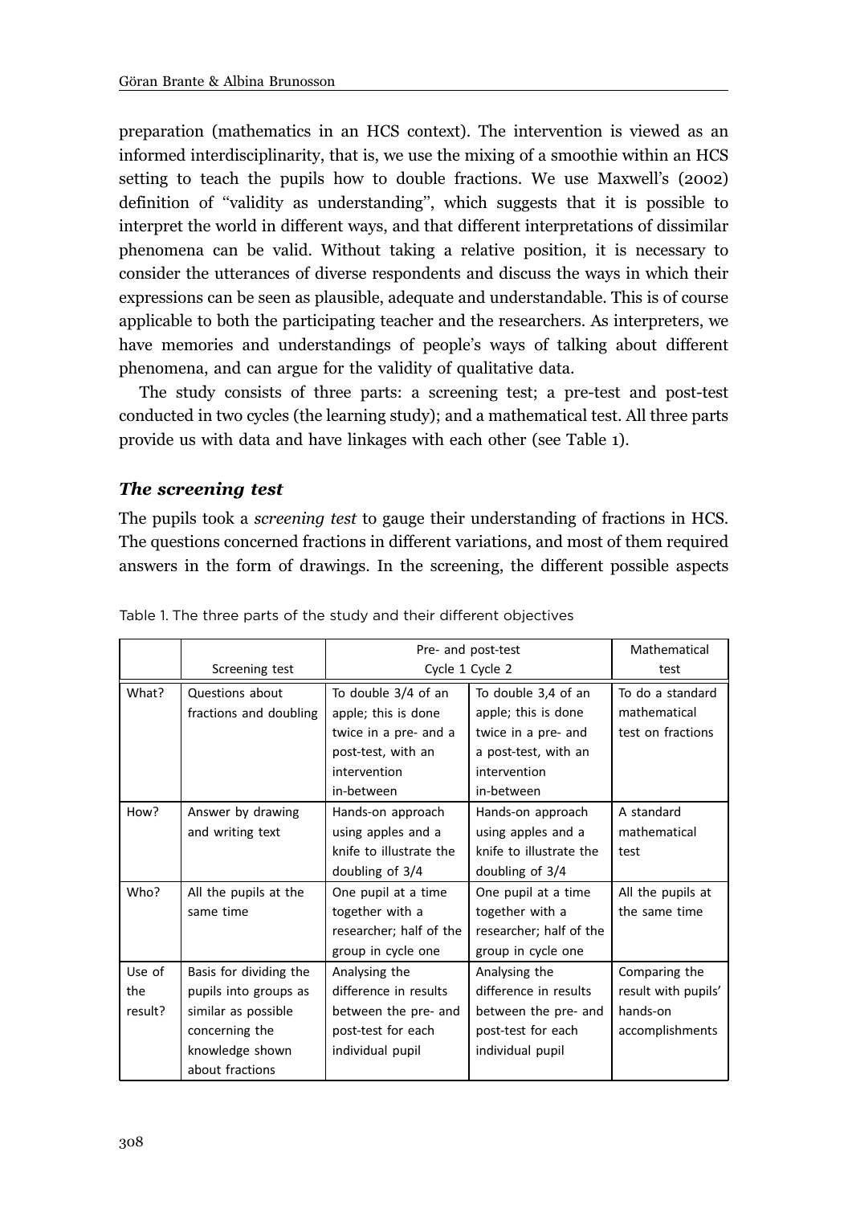preparation (mathematics in an HCS context). The intervention is viewed as an informed interdisciplinarity, that is, we use the mixing of a smoothie within an HCS setting to teach the pupils how to double fractions. We use Maxwell's (2002) definition of "validity as understanding", which suggests that it is possible to interpret the world in different ways, and that different interpretations of dissimilar phenomena can be valid. Without taking a relative position, it is necessary to consider the utterances of diverse respondents and discuss the ways in which their expressions can be seen as plausible, adequate and understandable. This is of course applicable to both the participating teacher and the researchers. As interpreters, we have memories and understandings of people's ways of talking about different phenomena, and can argue for the validity of qualitative data.

The study consists of three parts: a screening test; a pre-test and post-test conducted in two cycles (the learning study); and a mathematical test. All three parts provide us with data and have linkages with each other (see Table 1).

### *The screening test*

The pupils took a *screening test* to gauge their understanding of fractions in HCS. The questions concerned fractions in different variations, and most of them required answers in the form of drawings. In the screening, the different possible aspects

Table 1. The three parts of the study and their different objectives

| | Screening test | Pre- and post-test Cycle 1 Cycle 2 | | Mathematical test |
|---|---|---|---|---|
| What? | Questions about fractions and doubling | To double 3/4 of an apple; this is done twice in a pre- and a post-test, with an intervention in-between | To double 3,4 of an apple; this is done twice in a pre- and a post-test, with an intervention in-between | To do a standard mathematical test on fractions |
| How? | Answer by drawing and writing text | Hands-on approach using apples and a knife to illustrate the doubling of 3/4 | Hands-on approach using apples and a knife to illustrate the doubling of 3/4 | A standard mathematical test |
| Who? | All the pupils at the same time | One pupil at a time together with a researcher; half of the group in cycle one | One pupil at a time together with a researcher; half of the group in cycle one | All the pupils at the same time |
| Use of the result? | Basis for dividing the pupils into groups as similar as possible concerning the knowledge shown about fractions | Analysing the difference in results between the pre- and post-test for each individual pupil | Analysing the difference in results between the pre- and post-test for each individual pupil | Comparing the result with pupils' hands-on accomplishments |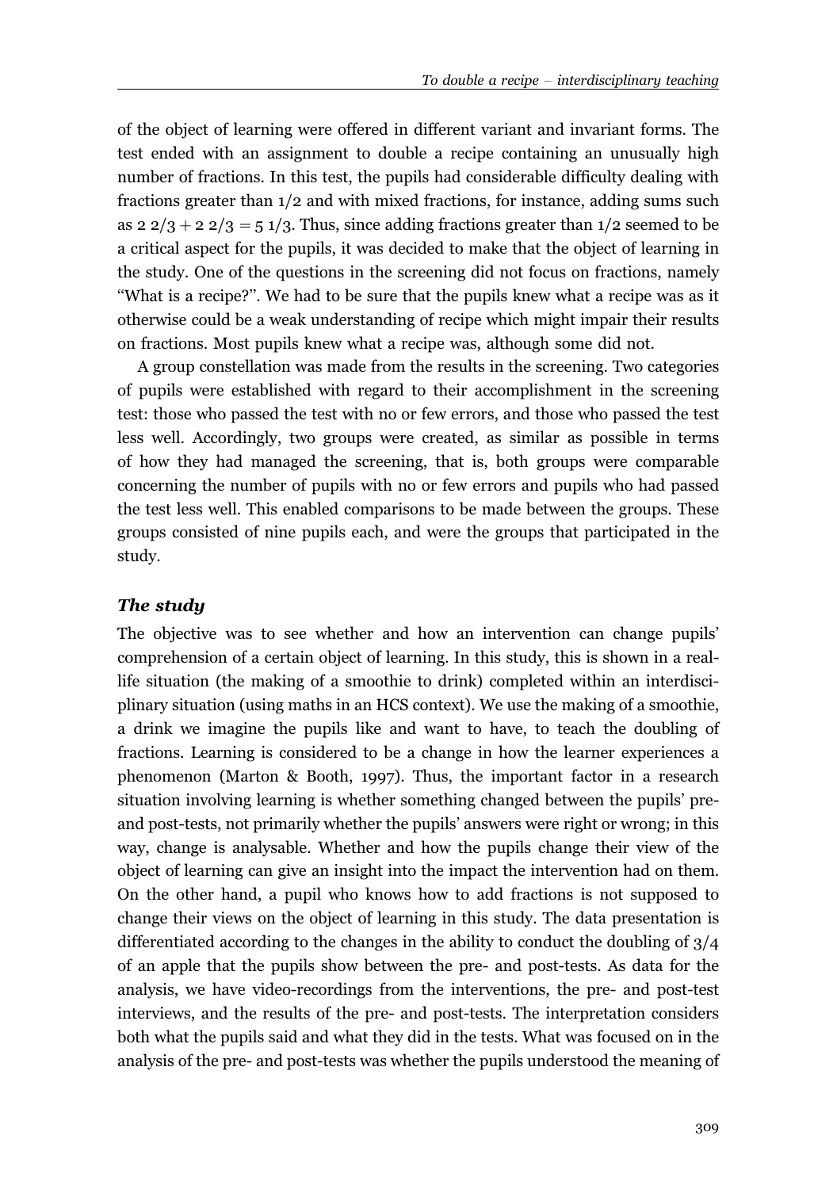of the object of learning were offered in different variant and invariant forms. The test ended with an assignment to double a recipe containing an unusually high number of fractions. In this test, the pupils had considerable difficulty dealing with fractions greater than 1/2 and with mixed fractions, for instance, adding sums such as $2\ 2/3 + 2\ 2/3 = 5\ 1/3$. Thus, since adding fractions greater than 1/2 seemed to be a critical aspect for the pupils, it was decided to make that the object of learning in the study. One of the questions in the screening did not focus on fractions, namely "What is a recipe?". We had to be sure that the pupils knew what a recipe was as it otherwise could be a weak understanding of recipe which might impair their results on fractions. Most pupils knew what a recipe was, although some did not.

A group constellation was made from the results in the screening. Two categories of pupils were established with regard to their accomplishment in the screening test: those who passed the test with no or few errors, and those who passed the test less well. Accordingly, two groups were created, as similar as possible in terms of how they had managed the screening, that is, both groups were comparable concerning the number of pupils with no or few errors and pupils who had passed the test less well. This enabled comparisons to be made between the groups. These groups consisted of nine pupils each, and were the groups that participated in the study.

### *The study*

The objective was to see whether and how an intervention can change pupils' comprehension of a certain object of learning. In this study, this is shown in a real-life situation (the making of a smoothie to drink) completed within an interdisciplinary situation (using maths in an HCS context). We use the making of a smoothie, a drink we imagine the pupils like and want to have, to teach the doubling of fractions. Learning is considered to be a change in how the learner experiences a phenomenon (Marton & Booth, 1997). Thus, the important factor in a research situation involving learning is whether something changed between the pupils' pre- and post-tests, not primarily whether the pupils' answers were right or wrong; in this way, change is analysable. Whether and how the pupils change their view of the object of learning can give an insight into the impact the intervention had on them. On the other hand, a pupil who knows how to add fractions is not supposed to change their views on the object of learning in this study. The data presentation is differentiated according to the changes in the ability to conduct the doubling of 3/4 of an apple that the pupils show between the pre- and post-tests. As data for the analysis, we have video-recordings from the interventions, the pre- and post-test interviews, and the results of the pre- and post-tests. The interpretation considers both what the pupils said and what they did in the tests. What was focused on in the analysis of the pre- and post-tests was whether the pupils understood the meaning of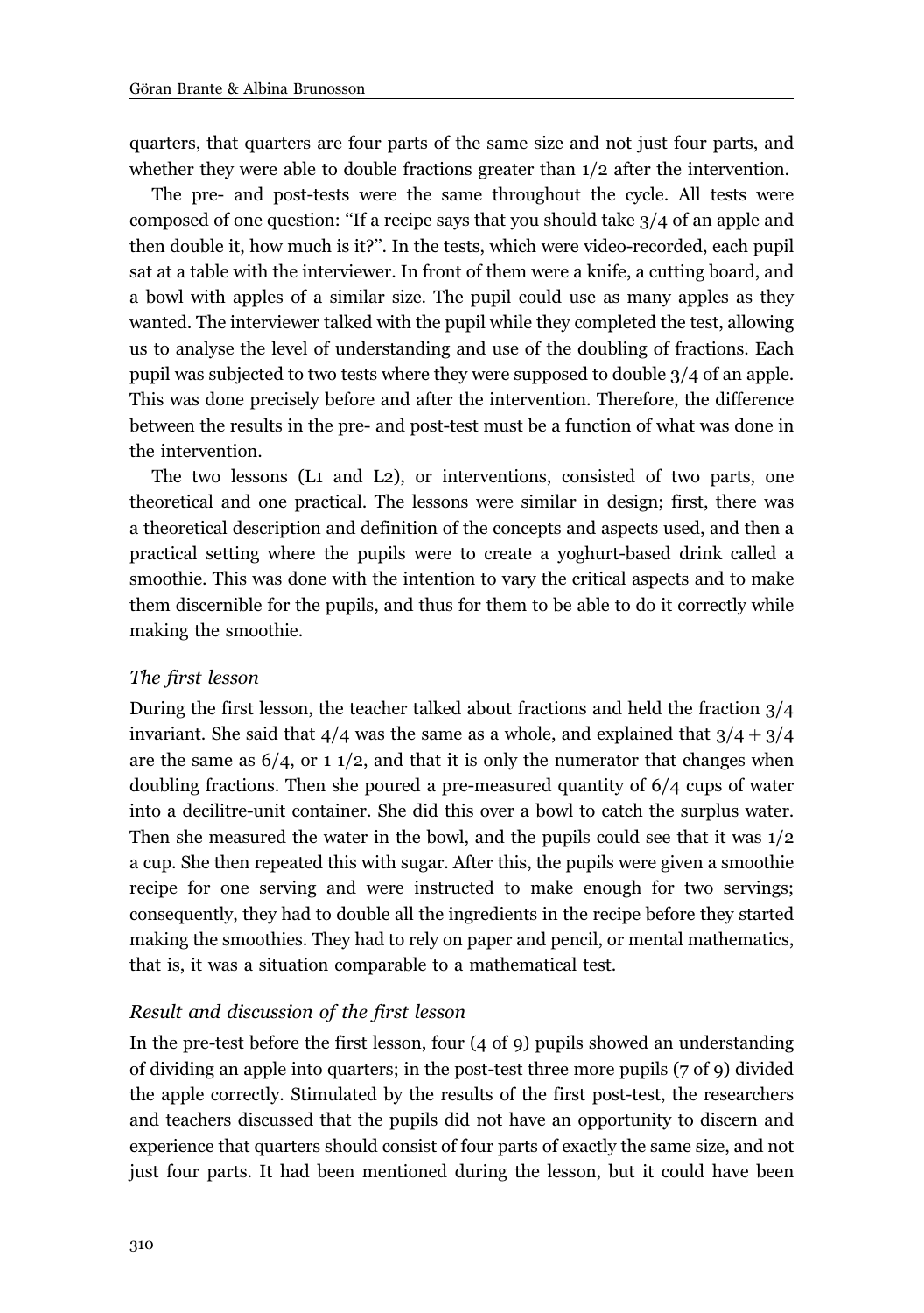quarters, that quarters are four parts of the same size and not just four parts, and whether they were able to double fractions greater than 1/2 after the intervention.

The pre- and post-tests were the same throughout the cycle. All tests were composed of one question: "If a recipe says that you should take 3/4 of an apple and then double it, how much is it?". In the tests, which were video-recorded, each pupil sat at a table with the interviewer. In front of them were a knife, a cutting board, and a bowl with apples of a similar size. The pupil could use as many apples as they wanted. The interviewer talked with the pupil while they completed the test, allowing us to analyse the level of understanding and use of the doubling of fractions. Each pupil was subjected to two tests where they were supposed to double 3/4 of an apple. This was done precisely before and after the intervention. Therefore, the difference between the results in the pre- and post-test must be a function of what was done in the intervention.

The two lessons (L1 and L2), or interventions, consisted of two parts, one theoretical and one practical. The lessons were similar in design; first, there was a theoretical description and definition of the concepts and aspects used, and then a practical setting where the pupils were to create a yoghurt-based drink called a smoothie. This was done with the intention to vary the critical aspects and to make them discernible for the pupils, and thus for them to be able to do it correctly while making the smoothie.

### *The first lesson*

During the first lesson, the teacher talked about fractions and held the fraction 3/4 invariant. She said that 4/4 was the same as a whole, and explained that $3/4 + 3/4$ are the same as 6/4, or 1 1/2, and that it is only the numerator that changes when doubling fractions. Then she poured a pre-measured quantity of 6/4 cups of water into a decilitre-unit container. She did this over a bowl to catch the surplus water. Then she measured the water in the bowl, and the pupils could see that it was 1/2 a cup. She then repeated this with sugar. After this, the pupils were given a smoothie recipe for one serving and were instructed to make enough for two servings; consequently, they had to double all the ingredients in the recipe before they started making the smoothies. They had to rely on paper and pencil, or mental mathematics, that is, it was a situation comparable to a mathematical test.

### *Result and discussion of the first lesson*

In the pre-test before the first lesson, four (4 of 9) pupils showed an understanding of dividing an apple into quarters; in the post-test three more pupils (7 of 9) divided the apple correctly. Stimulated by the results of the first post-test, the researchers and teachers discussed that the pupils did not have an opportunity to discern and experience that quarters should consist of four parts of exactly the same size, and not just four parts. It had been mentioned during the lesson, but it could have been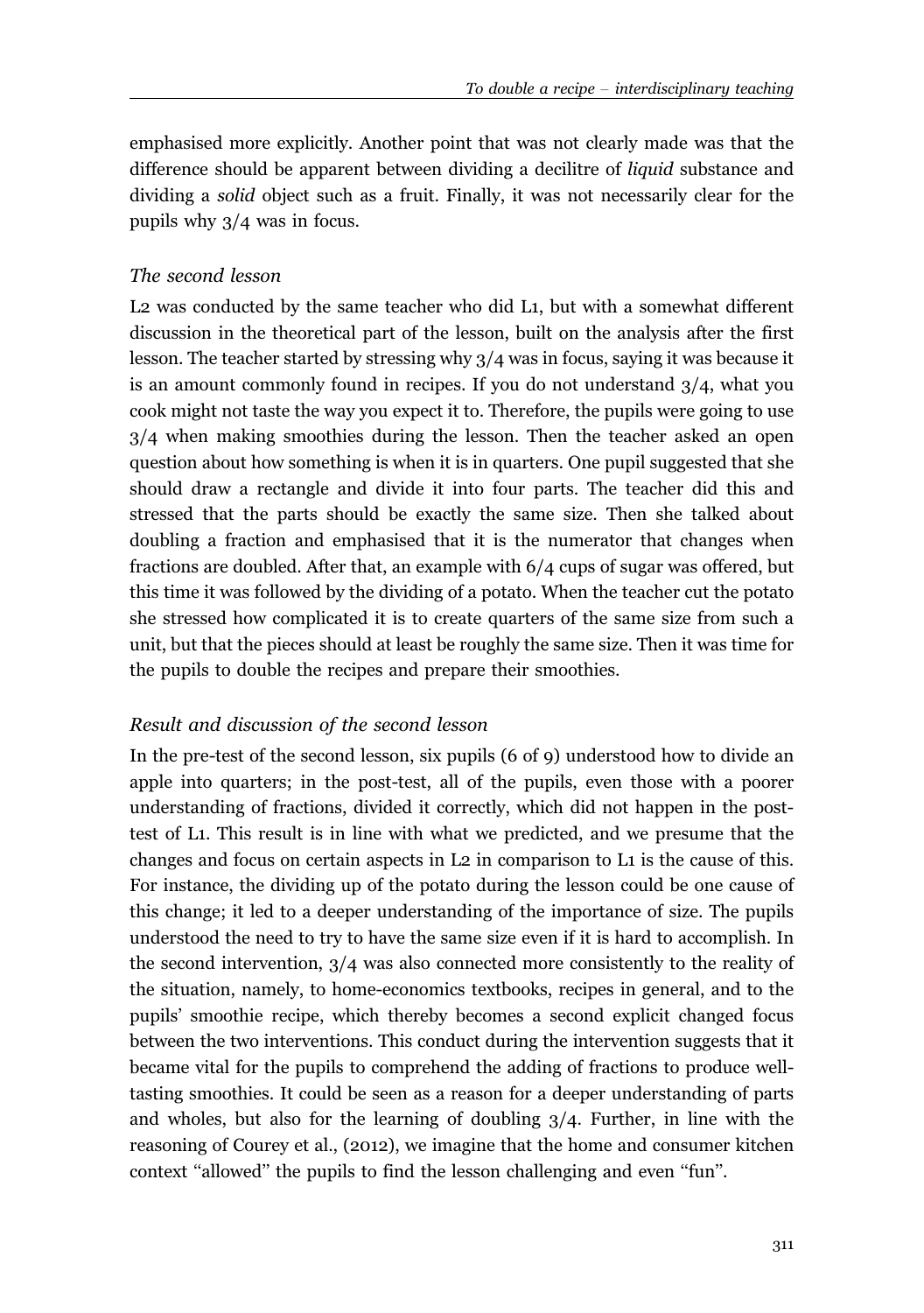emphasised more explicitly. Another point that was not clearly made was that the difference should be apparent between dividing a decilitre of *liquid* substance and dividing a *solid* object such as a fruit. Finally, it was not necessarily clear for the pupils why 3/4 was in focus.

### *The second lesson*

L2 was conducted by the same teacher who did L1, but with a somewhat different discussion in the theoretical part of the lesson, built on the analysis after the first lesson. The teacher started by stressing why 3/4 was in focus, saying it was because it is an amount commonly found in recipes. If you do not understand 3/4, what you cook might not taste the way you expect it to. Therefore, the pupils were going to use 3/4 when making smoothies during the lesson. Then the teacher asked an open question about how something is when it is in quarters. One pupil suggested that she should draw a rectangle and divide it into four parts. The teacher did this and stressed that the parts should be exactly the same size. Then she talked about doubling a fraction and emphasised that it is the numerator that changes when fractions are doubled. After that, an example with 6/4 cups of sugar was offered, but this time it was followed by the dividing of a potato. When the teacher cut the potato she stressed how complicated it is to create quarters of the same size from such a unit, but that the pieces should at least be roughly the same size. Then it was time for the pupils to double the recipes and prepare their smoothies.

### *Result and discussion of the second lesson*

In the pre-test of the second lesson, six pupils (6 of 9) understood how to divide an apple into quarters; in the post-test, all of the pupils, even those with a poorer understanding of fractions, divided it correctly, which did not happen in the post-test of L1. This result is in line with what we predicted, and we presume that the changes and focus on certain aspects in L2 in comparison to L1 is the cause of this. For instance, the dividing up of the potato during the lesson could be one cause of this change; it led to a deeper understanding of the importance of size. The pupils understood the need to try to have the same size even if it is hard to accomplish. In the second intervention, 3/4 was also connected more consistently to the reality of the situation, namely, to home-economics textbooks, recipes in general, and to the pupils' smoothie recipe, which thereby becomes a second explicit changed focus between the two interventions. This conduct during the intervention suggests that it became vital for the pupils to comprehend the adding of fractions to produce well-tasting smoothies. It could be seen as a reason for a deeper understanding of parts and wholes, but also for the learning of doubling 3/4. Further, in line with the reasoning of Courey et al., (2012), we imagine that the home and consumer kitchen context "allowed" the pupils to find the lesson challenging and even "fun".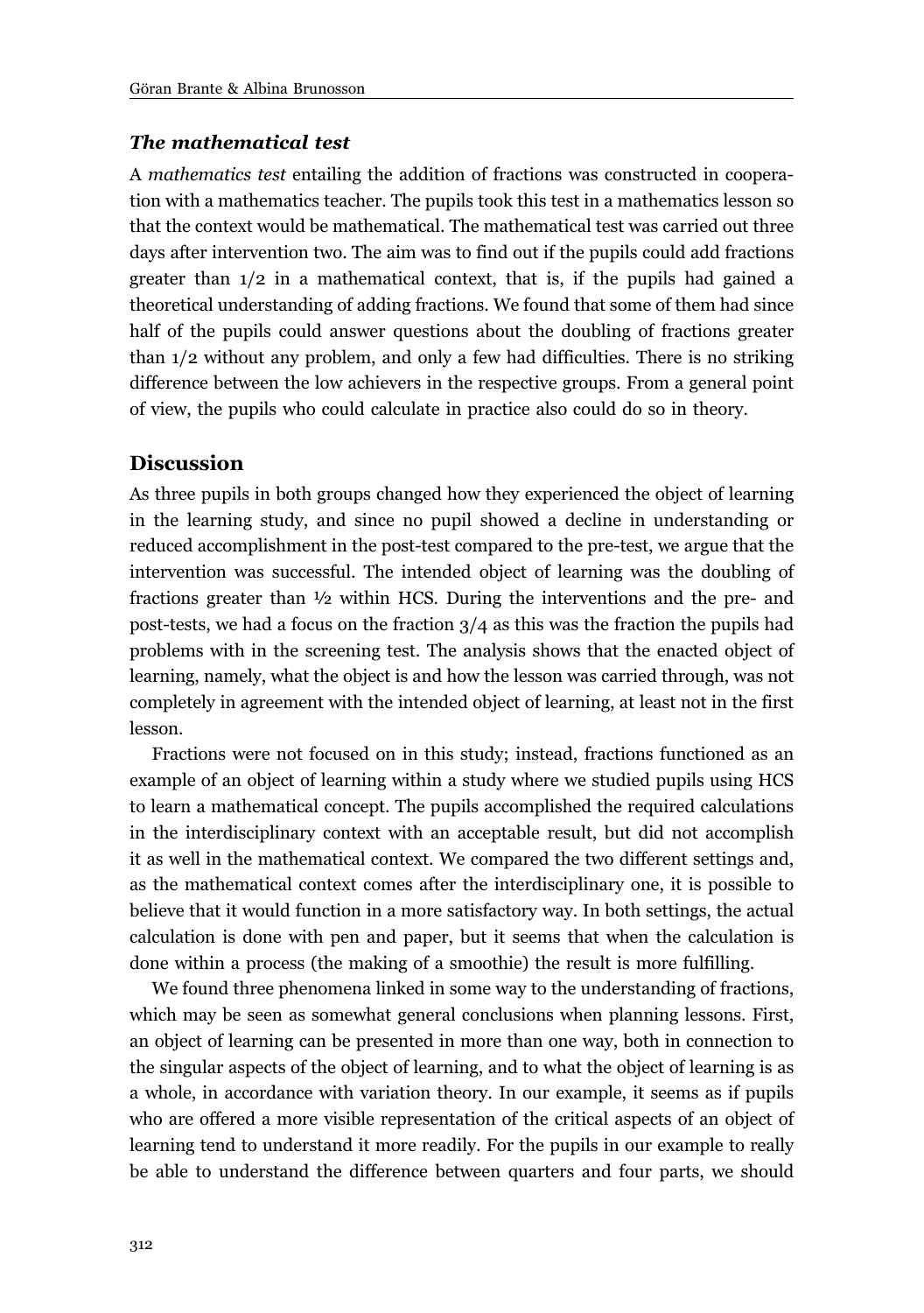### *The mathematical test*

A *mathematics test* entailing the addition of fractions was constructed in cooperation with a mathematics teacher. The pupils took this test in a mathematics lesson so that the context would be mathematical. The mathematical test was carried out three days after intervention two. The aim was to find out if the pupils could add fractions greater than 1/2 in a mathematical context, that is, if the pupils had gained a theoretical understanding of adding fractions. We found that some of them had since half of the pupils could answer questions about the doubling of fractions greater than 1/2 without any problem, and only a few had difficulties. There is no striking difference between the low achievers in the respective groups. From a general point of view, the pupils who could calculate in practice also could do so in theory.

## Discussion

As three pupils in both groups changed how they experienced the object of learning in the learning study, and since no pupil showed a decline in understanding or reduced accomplishment in the post-test compared to the pre-test, we argue that the intervention was successful. The intended object of learning was the doubling of fractions greater than ½ within HCS. During the interventions and the pre- and post-tests, we had a focus on the fraction 3/4 as this was the fraction the pupils had problems with in the screening test. The analysis shows that the enacted object of learning, namely, what the object is and how the lesson was carried through, was not completely in agreement with the intended object of learning, at least not in the first lesson.

Fractions were not focused on in this study; instead, fractions functioned as an example of an object of learning within a study where we studied pupils using HCS to learn a mathematical concept. The pupils accomplished the required calculations in the interdisciplinary context with an acceptable result, but did not accomplish it as well in the mathematical context. We compared the two different settings and, as the mathematical context comes after the interdisciplinary one, it is possible to believe that it would function in a more satisfactory way. In both settings, the actual calculation is done with pen and paper, but it seems that when the calculation is done within a process (the making of a smoothie) the result is more fulfilling.

We found three phenomena linked in some way to the understanding of fractions, which may be seen as somewhat general conclusions when planning lessons. First, an object of learning can be presented in more than one way, both in connection to the singular aspects of the object of learning, and to what the object of learning is as a whole, in accordance with variation theory. In our example, it seems as if pupils who are offered a more visible representation of the critical aspects of an object of learning tend to understand it more readily. For the pupils in our example to really be able to understand the difference between quarters and four parts, we should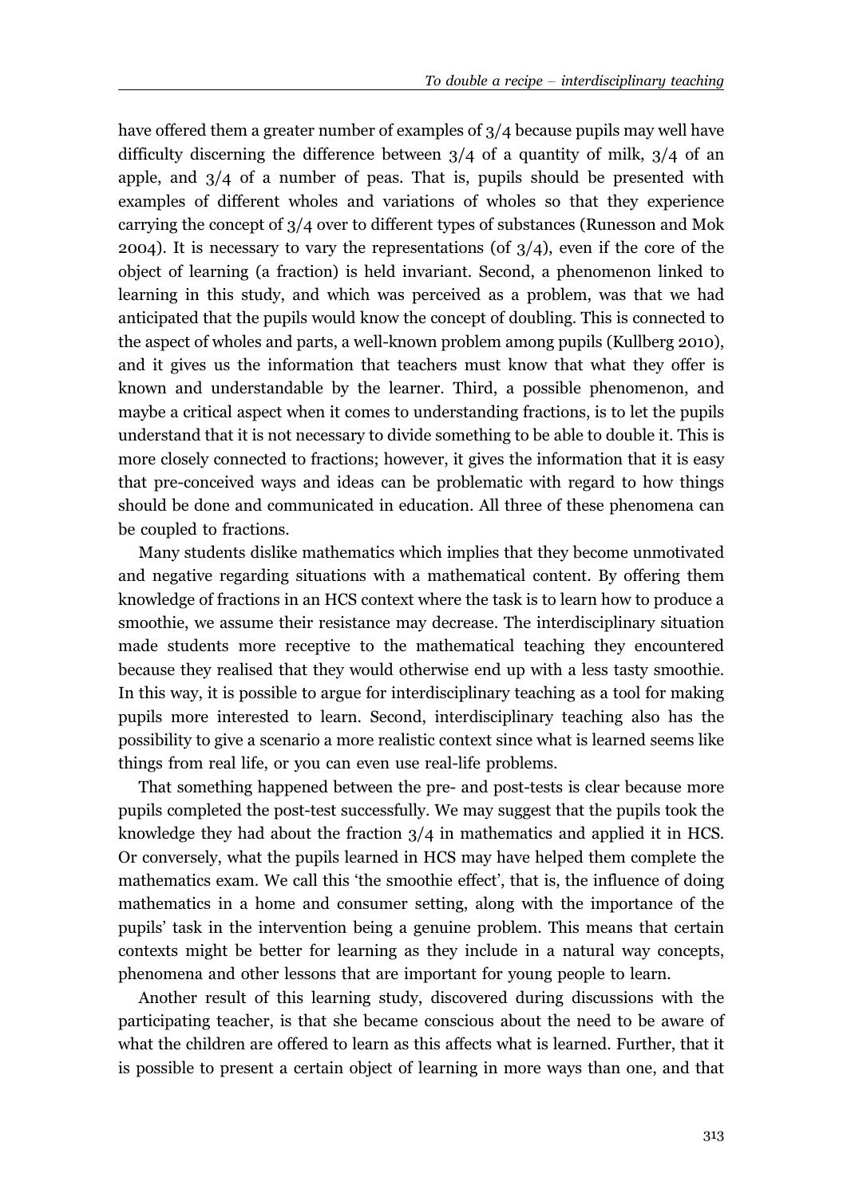have offered them a greater number of examples of 3/4 because pupils may well have difficulty discerning the difference between 3/4 of a quantity of milk, 3/4 of an apple, and 3/4 of a number of peas. That is, pupils should be presented with examples of different wholes and variations of wholes so that they experience carrying the concept of 3/4 over to different types of substances (Runesson and Mok 2004). It is necessary to vary the representations (of 3/4), even if the core of the object of learning (a fraction) is held invariant. Second, a phenomenon linked to learning in this study, and which was perceived as a problem, was that we had anticipated that the pupils would know the concept of doubling. This is connected to the aspect of wholes and parts, a well-known problem among pupils (Kullberg 2010), and it gives us the information that teachers must know that what they offer is known and understandable by the learner. Third, a possible phenomenon, and maybe a critical aspect when it comes to understanding fractions, is to let the pupils understand that it is not necessary to divide something to be able to double it. This is more closely connected to fractions; however, it gives the information that it is easy that pre-conceived ways and ideas can be problematic with regard to how things should be done and communicated in education. All three of these phenomena can be coupled to fractions.

Many students dislike mathematics which implies that they become unmotivated and negative regarding situations with a mathematical content. By offering them knowledge of fractions in an HCS context where the task is to learn how to produce a smoothie, we assume their resistance may decrease. The interdisciplinary situation made students more receptive to the mathematical teaching they encountered because they realised that they would otherwise end up with a less tasty smoothie. In this way, it is possible to argue for interdisciplinary teaching as a tool for making pupils more interested to learn. Second, interdisciplinary teaching also has the possibility to give a scenario a more realistic context since what is learned seems like things from real life, or you can even use real-life problems.

That something happened between the pre- and post-tests is clear because more pupils completed the post-test successfully. We may suggest that the pupils took the knowledge they had about the fraction 3/4 in mathematics and applied it in HCS. Or conversely, what the pupils learned in HCS may have helped them complete the mathematics exam. We call this 'the smoothie effect', that is, the influence of doing mathematics in a home and consumer setting, along with the importance of the pupils' task in the intervention being a genuine problem. This means that certain contexts might be better for learning as they include in a natural way concepts, phenomena and other lessons that are important for young people to learn.

Another result of this learning study, discovered during discussions with the participating teacher, is that she became conscious about the need to be aware of what the children are offered to learn as this affects what is learned. Further, that it is possible to present a certain object of learning in more ways than one, and that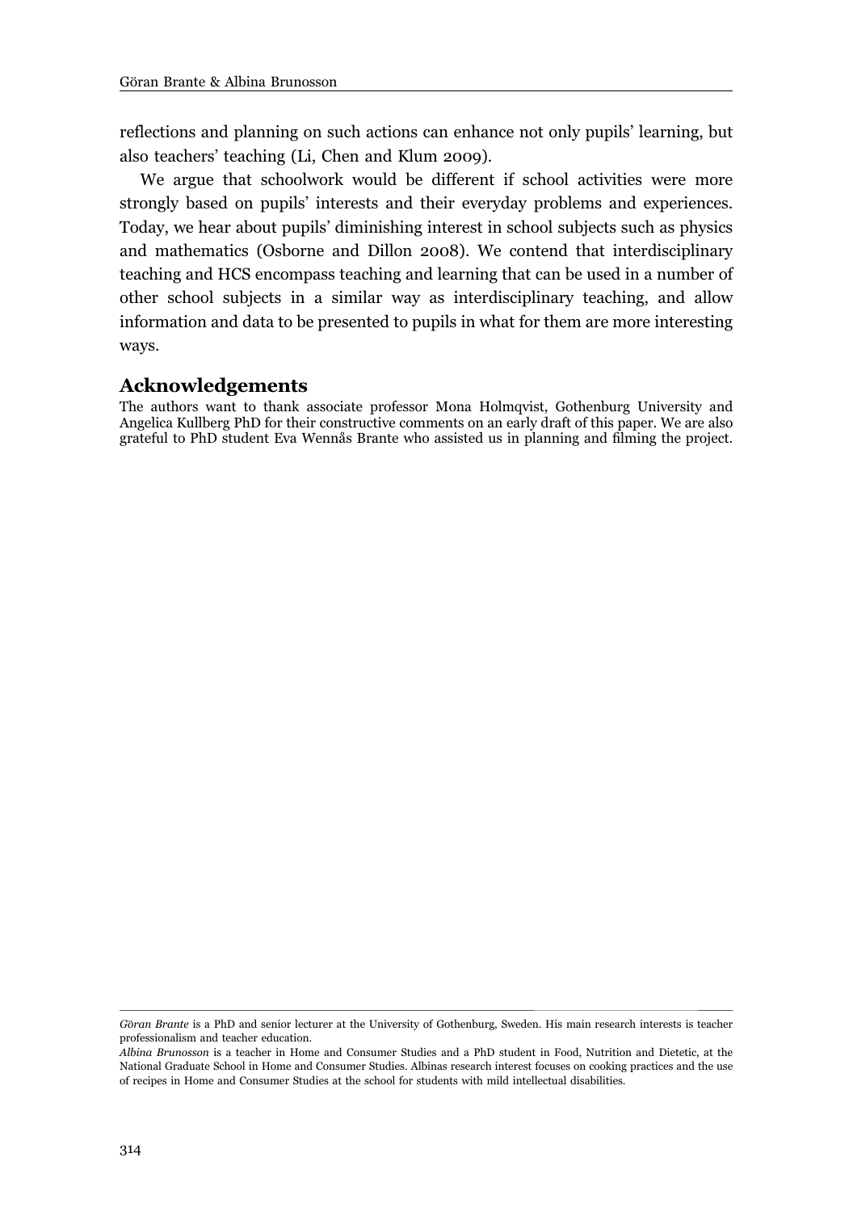reflections and planning on such actions can enhance not only pupils' learning, but also teachers' teaching (Li, Chen and Klum 2009).

We argue that schoolwork would be different if school activities were more strongly based on pupils' interests and their everyday problems and experiences. Today, we hear about pupils' diminishing interest in school subjects such as physics and mathematics (Osborne and Dillon 2008). We contend that interdisciplinary teaching and HCS encompass teaching and learning that can be used in a number of other school subjects in a similar way as interdisciplinary teaching, and allow information and data to be presented to pupils in what for them are more interesting ways.

## Acknowledgements

The authors want to thank associate professor Mona Holmqvist, Gothenburg University and Angelica Kullberg PhD for their constructive comments on an early draft of this paper. We are also grateful to PhD student Eva Wennås Brante who assisted us in planning and filming the project.

---

*Göran Brante* is a PhD and senior lecturer at the University of Gothenburg, Sweden. His main research interests is teacher professionalism and teacher education.

*Albina Brunosson* is a teacher in Home and Consumer Studies and a PhD student in Food, Nutrition and Dietetic, at the National Graduate School in Home and Consumer Studies. Albinas research interest focuses on cooking practices and the use of recipes in Home and Consumer Studies at the school for students with mild intellectual disabilities.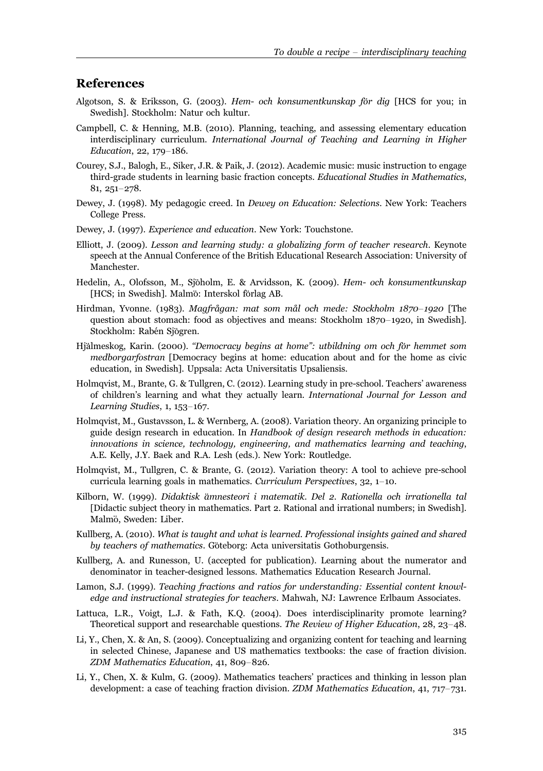## References

Algotson, S. & Eriksson, G. (2003). *Hem- och konsumentkunskap för dig* [HCS for you; in Swedish]. Stockholm: Natur och kultur.

Campbell, C. & Henning, M.B. (2010). Planning, teaching, and assessing elementary education interdisciplinary curriculum. *International Journal of Teaching and Learning in Higher Education*, 22, 179–186.

Courey, S.J., Balogh, E., Siker, J.R. & Paik, J. (2012). Academic music: music instruction to engage third-grade students in learning basic fraction concepts. *Educational Studies in Mathematics*, 81, 251–278.

Dewey, J. (1998). My pedagogic creed. In *Dewey on Education: Selections*. New York: Teachers College Press.

Dewey, J. (1997). *Experience and education*. New York: Touchstone.

Elliott, J. (2009). *Lesson and learning study: a globalizing form of teacher research*. Keynote speech at the Annual Conference of the British Educational Research Association: University of Manchester.

Hedelin, A., Olofsson, M., Sjöholm, E. & Arvidsson, K. (2009). *Hem- och konsumentkunskap* [HCS; in Swedish]. Malmö: Interskol förlag AB.

Hirdman, Yvonne. (1983). *Magfrågan: mat som mål och mede: Stockholm 1870–1920* [The question about stomach: food as objectives and means: Stockholm 1870–1920, in Swedish]. Stockholm: Rabén Sjögren.

Hjälmeskog, Karin. (2000). *"Democracy begins at home": utbildning om och för hemmet som medborgarfostran* [Democracy begins at home: education about and for the home as civic education, in Swedish]. Uppsala: Acta Universitatis Upsaliensis.

Holmqvist, M., Brante, G. & Tullgren, C. (2012). Learning study in pre-school. Teachers' awareness of children's learning and what they actually learn. *International Journal for Lesson and Learning Studies*, 1, 153–167.

Holmqvist, M., Gustavsson, L. & Wernberg, A. (2008). Variation theory. An organizing principle to guide design research in education. In *Handbook of design research methods in education: innovations in science, technology, engineering, and mathematics learning and teaching*, A.E. Kelly, J.Y. Baek and R.A. Lesh (eds.). New York: Routledge.

Holmqvist, M., Tullgren, C. & Brante, G. (2012). Variation theory: A tool to achieve pre-school curricula learning goals in mathematics. *Curriculum Perspectives*, 32, 1–10.

Kilborn, W. (1999). *Didaktisk ämnesteori i matematik. Del 2. Rationella och irrationella tal* [Didactic subject theory in mathematics. Part 2. Rational and irrational numbers; in Swedish]. Malmö, Sweden: Liber.

Kullberg, A. (2010). *What is taught and what is learned. Professional insights gained and shared by teachers of mathematics*. Göteborg: Acta universitatis Gothoburgensis.

Kullberg, A. and Runesson, U. (accepted for publication). Learning about the numerator and denominator in teacher-designed lessons. Mathematics Education Research Journal.

Lamon, S.J. (1999). *Teaching fractions and ratios for understanding: Essential content knowledge and instructional strategies for teachers*. Mahwah, NJ: Lawrence Erlbaum Associates.

Lattuca, L.R., Voigt, L.J. & Fath, K.Q. (2004). Does interdisciplinarity promote learning? Theoretical support and researchable questions. *The Review of Higher Education*, 28, 23–48.

Li, Y., Chen, X. & An, S. (2009). Conceptualizing and organizing content for teaching and learning in selected Chinese, Japanese and US mathematics textbooks: the case of fraction division. *ZDM Mathematics Education*, 41, 809–826.

Li, Y., Chen, X. & Kulm, G. (2009). Mathematics teachers' practices and thinking in lesson plan development: a case of teaching fraction division. *ZDM Mathematics Education*, 41, 717–731.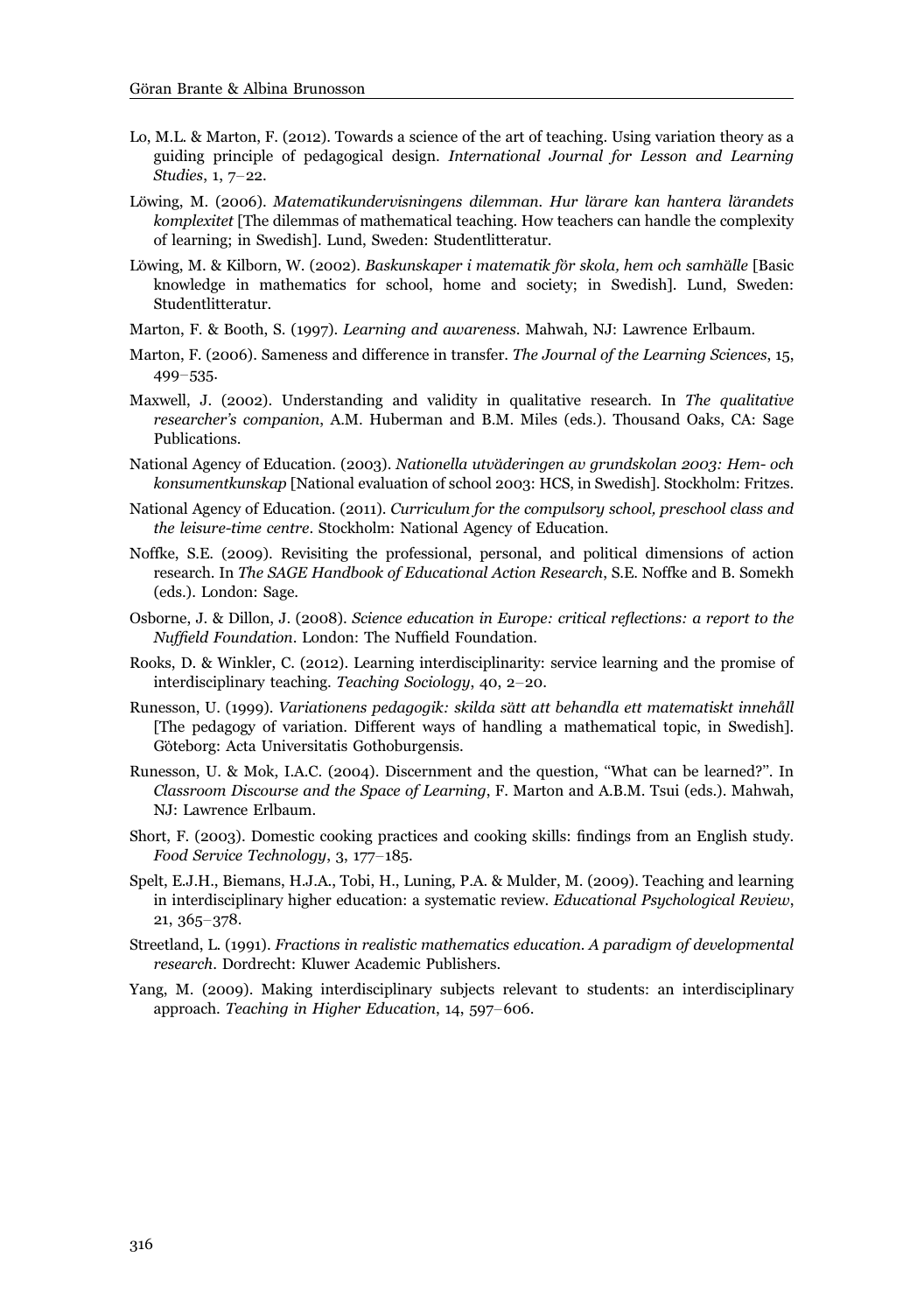Lo, M.L. & Marton, F. (2012). Towards a science of the art of teaching. Using variation theory as a guiding principle of pedagogical design. *International Journal for Lesson and Learning Studies*, 1, 7–22.

Löwing, M. (2006). *Matematikundervisningens dilemman. Hur lärare kan hantera lärandets komplexitet* [The dilemmas of mathematical teaching. How teachers can handle the complexity of learning; in Swedish]. Lund, Sweden: Studentlitteratur.

Löwing, M. & Kilborn, W. (2002). *Baskunskaper i matematik för skola, hem och samhälle* [Basic knowledge in mathematics for school, home and society; in Swedish]. Lund, Sweden: Studentlitteratur.

Marton, F. & Booth, S. (1997). *Learning and awareness*. Mahwah, NJ: Lawrence Erlbaum.

Marton, F. (2006). Sameness and difference in transfer. *The Journal of the Learning Sciences*, 15, 499–535.

Maxwell, J. (2002). Understanding and validity in qualitative research. In *The qualitative researcher's companion*, A.M. Huberman and B.M. Miles (eds.). Thousand Oaks, CA: Sage Publications.

National Agency of Education. (2003). *Nationella utväderingen av grundskolan 2003: Hem- och konsumentkunskap* [National evaluation of school 2003: HCS, in Swedish]. Stockholm: Fritzes.

National Agency of Education. (2011). *Curriculum for the compulsory school, preschool class and the leisure-time centre*. Stockholm: National Agency of Education.

Noffke, S.E. (2009). Revisiting the professional, personal, and political dimensions of action research. In *The SAGE Handbook of Educational Action Research*, S.E. Noffke and B. Somekh (eds.). London: Sage.

Osborne, J. & Dillon, J. (2008). *Science education in Europe: critical reflections: a report to the Nuffield Foundation*. London: The Nuffield Foundation.

Rooks, D. & Winkler, C. (2012). Learning interdisciplinarity: service learning and the promise of interdisciplinary teaching. *Teaching Sociology*, 40, 2–20.

Runesson, U. (1999). *Variationens pedagogik: skilda sätt att behandla ett matematiskt innehåll* [The pedagogy of variation. Different ways of handling a mathematical topic, in Swedish]. Göteborg: Acta Universitatis Gothoburgensis.

Runesson, U. & Mok, I.A.C. (2004). Discernment and the question, "What can be learned?". In *Classroom Discourse and the Space of Learning*, F. Marton and A.B.M. Tsui (eds.). Mahwah, NJ: Lawrence Erlbaum.

Short, F. (2003). Domestic cooking practices and cooking skills: findings from an English study. *Food Service Technology*, 3, 177–185.

Spelt, E.J.H., Biemans, H.J.A., Tobi, H., Luning, P.A. & Mulder, M. (2009). Teaching and learning in interdisciplinary higher education: a systematic review. *Educational Psychological Review*, 21, 365–378.

Streetland, L. (1991). *Fractions in realistic mathematics education. A paradigm of developmental research*. Dordrecht: Kluwer Academic Publishers.

Yang, M. (2009). Making interdisciplinary subjects relevant to students: an interdisciplinary approach. *Teaching in Higher Education*, 14, 597–606.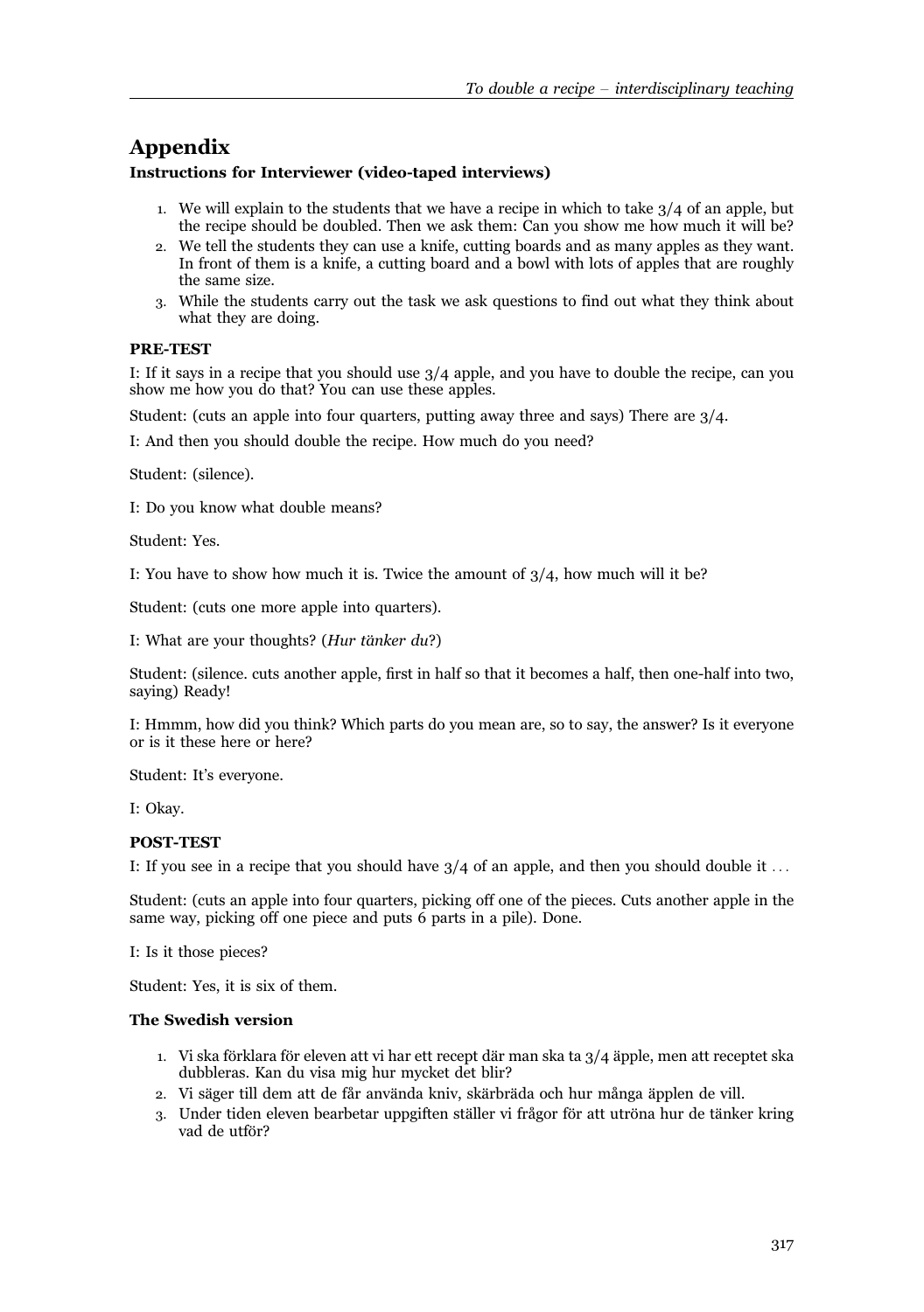## Appendix

**Instructions for Interviewer (video-taped interviews)**

1. We will explain to the students that we have a recipe in which to take 3/4 of an apple, but the recipe should be doubled. Then we ask them: Can you show me how much it will be?
2. We tell the students they can use a knife, cutting boards and as many apples as they want. In front of them is a knife, a cutting board and a bowl with lots of apples that are roughly the same size.
3. While the students carry out the task we ask questions to find out what they think about what they are doing.

**PRE-TEST**

I: If it says in a recipe that you should use 3/4 apple, and you have to double the recipe, can you show me how you do that? You can use these apples.

Student: (cuts an apple into four quarters, putting away three and says) There are 3/4.

I: And then you should double the recipe. How much do you need?

Student: (silence).

I: Do you know what double means?

Student: Yes.

I: You have to show how much it is. Twice the amount of 3/4, how much will it be?

Student: (cuts one more apple into quarters).

I: What are your thoughts? (*Hur tänker du*?)

Student: (silence. cuts another apple, first in half so that it becomes a half, then one-half into two, saying) Ready!

I: Hmmm, how did you think? Which parts do you mean are, so to say, the answer? Is it everyone or is it these here or here?

Student: It's everyone.

I: Okay.

**POST-TEST**

I: If you see in a recipe that you should have 3/4 of an apple, and then you should double it ...

Student: (cuts an apple into four quarters, picking off one of the pieces. Cuts another apple in the same way, picking off one piece and puts 6 parts in a pile). Done.

I: Is it those pieces?

Student: Yes, it is six of them.

**The Swedish version**

1. Vi ska förklara för eleven att vi har ett recept där man ska ta 3/4 äpple, men att receptet ska dubbleras. Kan du visa mig hur mycket det blir?
2. Vi säger till dem att de får använda kniv, skärbräda och hur många äpplen de vill.
3. Under tiden eleven bearbetar uppgiften ställer vi frågor för att utröna hur de tänker kring vad de utför?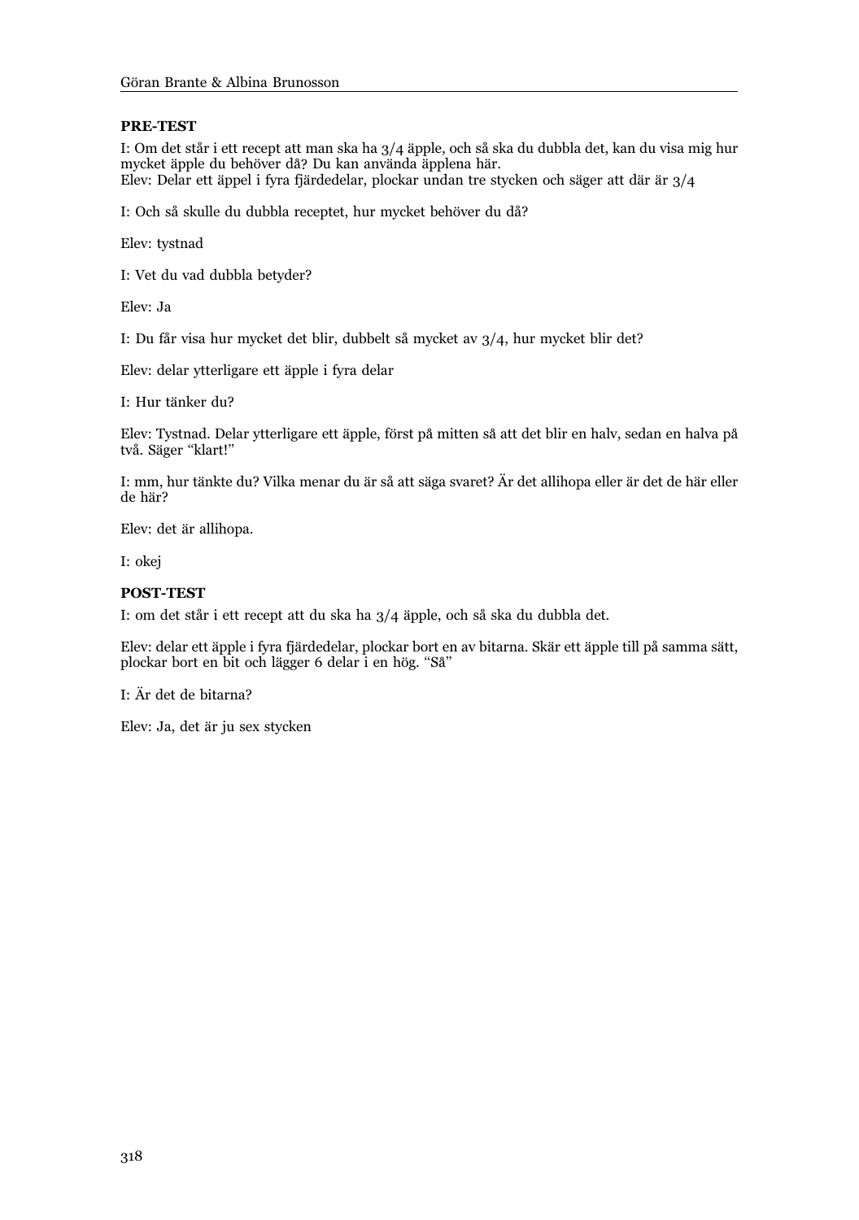**PRE-TEST**

I: Om det står i ett recept att man ska ha 3/4 äpple, och så ska du dubbla det, kan du visa mig hur mycket äpple du behöver då? Du kan använda äpplena här.
Elev: Delar ett äppel i fyra fjärdedelar, plockar undan tre stycken och säger att där är 3/4

I: Och så skulle du dubbla receptet, hur mycket behöver du då?

Elev: tystnad

I: Vet du vad dubbla betyder?

Elev: Ja

I: Du får visa hur mycket det blir, dubbelt så mycket av 3/4, hur mycket blir det?

Elev: delar ytterligare ett äpple i fyra delar

I: Hur tänker du?

Elev: Tystnad. Delar ytterligare ett äpple, först på mitten så att det blir en halv, sedan en halva på två. Säger "klart!"

I: mm, hur tänkte du? Vilka menar du är så att säga svaret? Är det allihopa eller är det de här eller de här?

Elev: det är allihopa.

I: okej

**POST-TEST**

I: om det står i ett recept att du ska ha 3/4 äpple, och så ska du dubbla det.

Elev: delar ett äpple i fyra fjärdedelar, plockar bort en av bitarna. Skär ett äpple till på samma sätt, plockar bort en bit och lägger 6 delar i en hög. "Så"

I: Är det de bitarna?

Elev: Ja, det är ju sex stycken